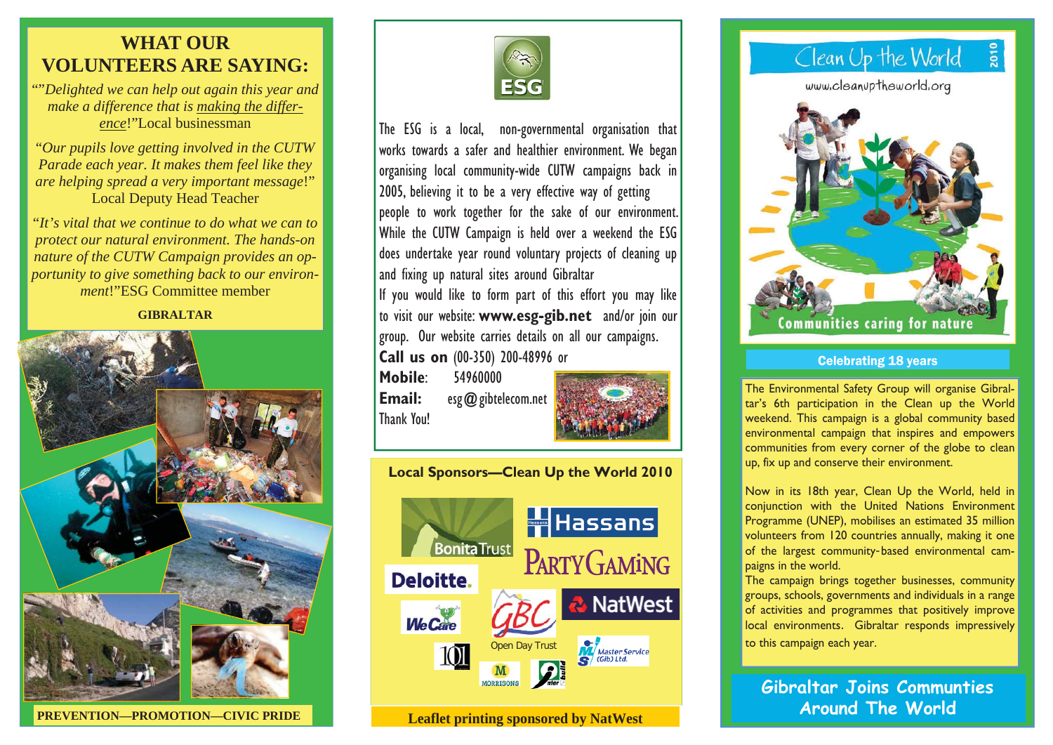# WHAT OUR VOLUNTEERS ARE SAYING:

""*Delighted we can help out again this year and make a difference that is making the difference!*"Local businessman

"*Our pupils love getting involved in the CUTW Parade each year. It makes them feel like they are helping spread a very important message!*" Local Deputy Head Teacher

"*It's vital that we continue to do what we can to protect our natural environment. The hands-on nature of the CUTW Campaign provides an opportunity to give something back to our environment!*"ESG Committee member

**GIBRALTAR**

**PREVENTION—PROMOTION—CIVIC PRIDE**

ESG

The ESG is a local, non-governmental organisation that works towards a safer and healthier environment. We began organising local community-wide CUTW campaigns back in 2005, believing it to be a very effective way of getting people to work together for the sake of our environment. While the CUTW Campaign is held over a weekend the ESG does undertake year round voluntary projects of cleaning up and fixing up natural sites around Gibraltar

If you would like to form part of this effort you may like to visit our website: **www.esg-gib.net** and/or join our group. Our website carries details on all our campaigns.

**Call us on** (00-350) 200-48996 or

**Mobile**: 54960000

**Email:** esg@gibtelecom.net

Thank You!

**Local Sponsors—Clean Up the World 2010**

Bonita Trust, Hassans, Party Gaming, Deloitte., NatWest, We Care, GBC Open Day Trust, Master Service (Gib) Ltd, 101, Morrisons, Inter Build

**Leaflet printing sponsored by NatWest**

# Clean Up the World 2010

www.cleanuptheworld.org

Communities caring for nature

**Celebrating 18 years**

The Environmental Safety Group will organise Gibraltar's 6th participation in the Clean up the World weekend. This campaign is a global community based environmental campaign that inspires and empowers communities from every corner of the globe to clean up, fix up and conserve their environment.

Now in its 18th year, Clean Up the World, held in conjunction with the United Nations Environment Programme (UNEP), mobilises an estimated 35 million volunteers from 120 countries annually, making it one of the largest community-based environmental campaigns in the world.

The campaign brings together businesses, community groups, schools, governments and individuals in a range of activities and programmes that positively improve local environments. Gibraltar responds impressively to this campaign each year.

## Gibraltar Joins Communties Around The World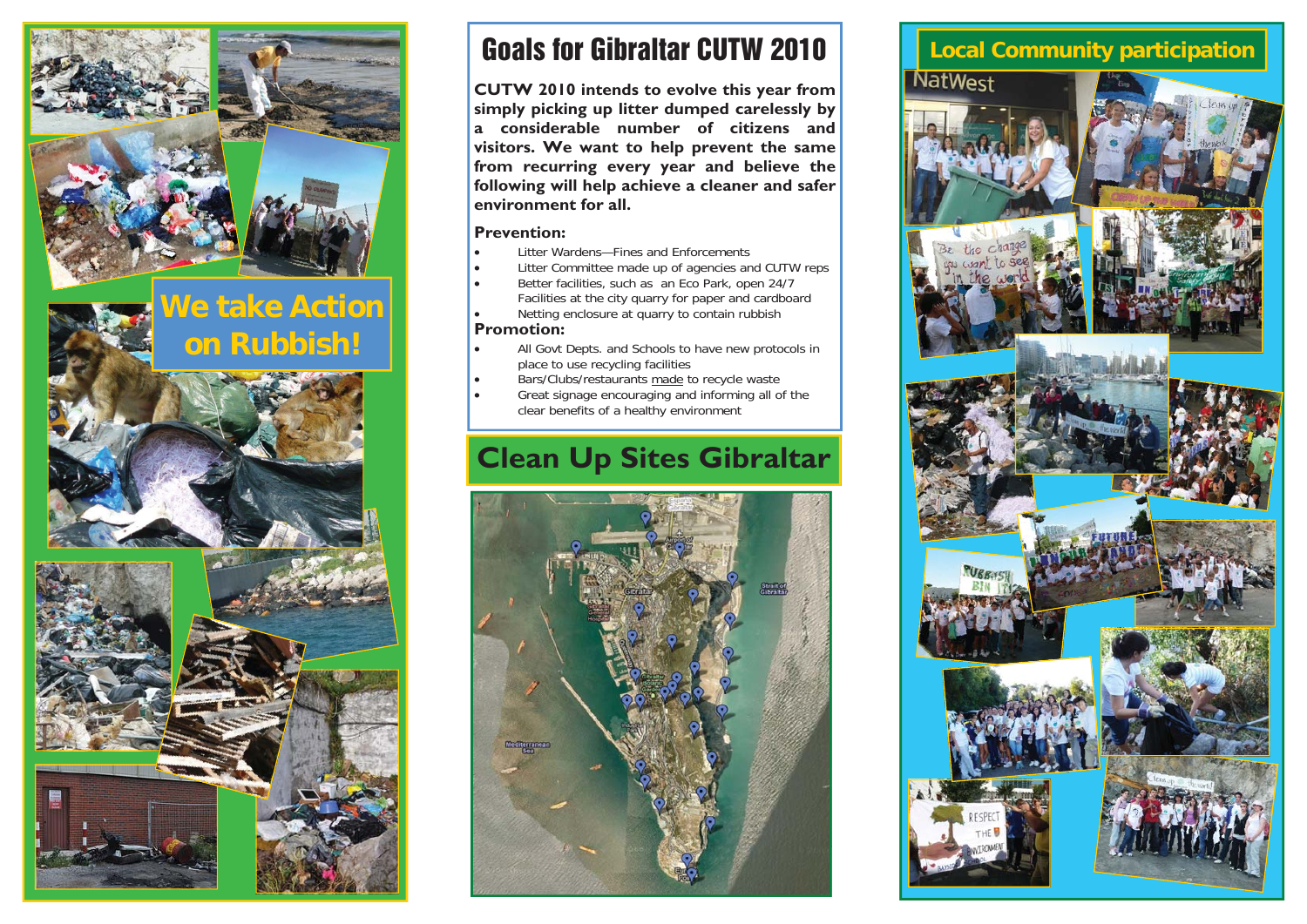We take Action on Rubbish!

# Goals for Gibraltar CUTW 2010

**CUTW 2010 intends to evolve this year from simply picking up litter dumped carelessly by a considerable number of citizens and visitors. We want to help prevent the same from recurring every year and believe the following will help achieve a cleaner and safer environment for all.**

**Prevention:**

- Litter Wardens—Fines and Enforcements
- Litter Committee made up of agencies and CUTW reps
- Better facilities, such as an Eco Park, open 24/7 Facilities at the city quarry for paper and cardboard
- Netting enclosure at quarry to contain rubbish

**Promotion:**

- All Govt Depts. and Schools to have new protocols in place to use recycling facilities
- Bars/Clubs/restaurants made to recycle waste
- Great signage encouraging and informing all of the clear benefits of a healthy environment

## Clean Up Sites Gibraltar

## Local Community participation